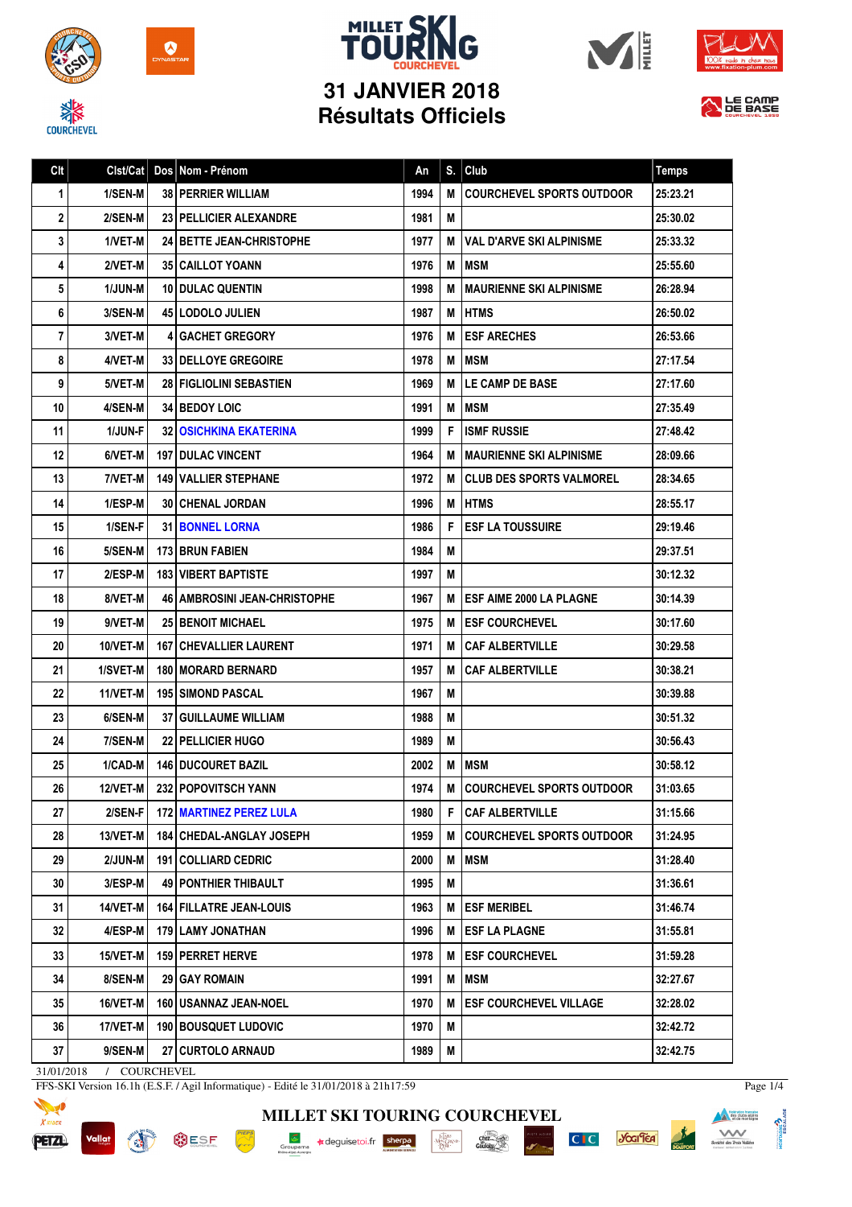# MILLET SKI TOURING COURCHEVEL

## 31 JANVIER 2018
## Résultats Officiels

| Clt | Clst/Cat | Dos | Nom - Prénom | An | S. | Club | Temps |
|---|---|---|---|---|---|---|---|
| 1 | 1/SEN-M | 38 | PERRIER WILLIAM | 1994 | M | COURCHEVEL SPORTS OUTDOOR | 25:23.21 |
| 2 | 2/SEN-M | 23 | PELLICIER ALEXANDRE | 1981 | M | | 25:30.02 |
| 3 | 1/VET-M | 24 | BETTE JEAN-CHRISTOPHE | 1977 | M | VAL D'ARVE SKI ALPINISME | 25:33.32 |
| 4 | 2/VET-M | 35 | CAILLOT YOANN | 1976 | M | MSM | 25:55.60 |
| 5 | 1/JUN-M | 10 | DULAC QUENTIN | 1998 | M | MAURIENNE SKI ALPINISME | 26:28.94 |
| 6 | 3/SEN-M | 45 | LODOLO JULIEN | 1987 | M | HTMS | 26:50.02 |
| 7 | 3/VET-M | 4 | GACHET GREGORY | 1976 | M | ESF ARECHES | 26:53.66 |
| 8 | 4/VET-M | 33 | DELLOYE GREGOIRE | 1978 | M | MSM | 27:17.54 |
| 9 | 5/VET-M | 28 | FIGLIOLINI SEBASTIEN | 1969 | M | LE CAMP DE BASE | 27:17.60 |
| 10 | 4/SEN-M | 34 | BEDOY LOIC | 1991 | M | MSM | 27:35.49 |
| 11 | 1/JUN-F | 32 | OSICHKINA EKATERINA | 1999 | F | ISMF RUSSIE | 27:48.42 |
| 12 | 6/VET-M | 197 | DULAC VINCENT | 1964 | M | MAURIENNE SKI ALPINISME | 28:09.66 |
| 13 | 7/VET-M | 149 | VALLIER STEPHANE | 1972 | M | CLUB DES SPORTS VALMOREL | 28:34.65 |
| 14 | 1/ESP-M | 30 | CHENAL JORDAN | 1996 | M | HTMS | 28:55.17 |
| 15 | 1/SEN-F | 31 | BONNEL LORNA | 1986 | F | ESF LA TOUSSUIRE | 29:19.46 |
| 16 | 5/SEN-M | 173 | BRUN FABIEN | 1984 | M | | 29:37.51 |
| 17 | 2/ESP-M | 183 | VIBERT BAPTISTE | 1997 | M | | 30:12.32 |
| 18 | 8/VET-M | 46 | AMBROSINI JEAN-CHRISTOPHE | 1967 | M | ESF AIME 2000 LA PLAGNE | 30:14.39 |
| 19 | 9/VET-M | 25 | BENOIT MICHAEL | 1975 | M | ESF COURCHEVEL | 30:17.60 |
| 20 | 10/VET-M | 167 | CHEVALLIER LAURENT | 1971 | M | CAF ALBERTVILLE | 30:29.58 |
| 21 | 1/SVET-M | 180 | MORARD BERNARD | 1957 | M | CAF ALBERTVILLE | 30:38.21 |
| 22 | 11/VET-M | 195 | SIMOND PASCAL | 1967 | M | | 30:39.88 |
| 23 | 6/SEN-M | 37 | GUILLAUME WILLIAM | 1988 | M | | 30:51.32 |
| 24 | 7/SEN-M | 22 | PELLICIER HUGO | 1989 | M | | 30:56.43 |
| 25 | 1/CAD-M | 146 | DUCOURET BAZIL | 2002 | M | MSM | 30:58.12 |
| 26 | 12/VET-M | 232 | POPOVITSCH YANN | 1974 | M | COURCHEVEL SPORTS OUTDOOR | 31:03.65 |
| 27 | 2/SEN-F | 172 | MARTINEZ PEREZ LULA | 1980 | F | CAF ALBERTVILLE | 31:15.66 |
| 28 | 13/VET-M | 184 | CHEDAL-ANGLAY JOSEPH | 1959 | M | COURCHEVEL SPORTS OUTDOOR | 31:24.95 |
| 29 | 2/JUN-M | 191 | COLLIARD CEDRIC | 2000 | M | MSM | 31:28.40 |
| 30 | 3/ESP-M | 49 | PONTHIER THIBAULT | 1995 | M | | 31:36.61 |
| 31 | 14/VET-M | 164 | FILLATRE JEAN-LOUIS | 1963 | M | ESF MERIBEL | 31:46.74 |
| 32 | 4/ESP-M | 179 | LAMY JONATHAN | 1996 | M | ESF LA PLAGNE | 31:55.81 |
| 33 | 15/VET-M | 159 | PERRET HERVE | 1978 | M | ESF COURCHEVEL | 31:59.28 |
| 34 | 8/SEN-M | 29 | GAY ROMAIN | 1991 | M | MSM | 32:27.67 |
| 35 | 16/VET-M | 160 | USANNAZ JEAN-NOEL | 1970 | M | ESF COURCHEVEL VILLAGE | 32:28.02 |
| 36 | 17/VET-M | 190 | BOUSQUET LUDOVIC | 1970 | M | | 32:42.72 |
| 37 | 9/SEN-M | 27 | CURTOLO ARNAUD | 1989 | M | | 32:42.75 |

31/01/2018 / COURCHEVEL

FFS-SKI Version 16.1h (E.S.F. / Agil Informatique) - Edité le 31/01/2018 à 21h17:59

MILLET SKI TOURING COURCHEVEL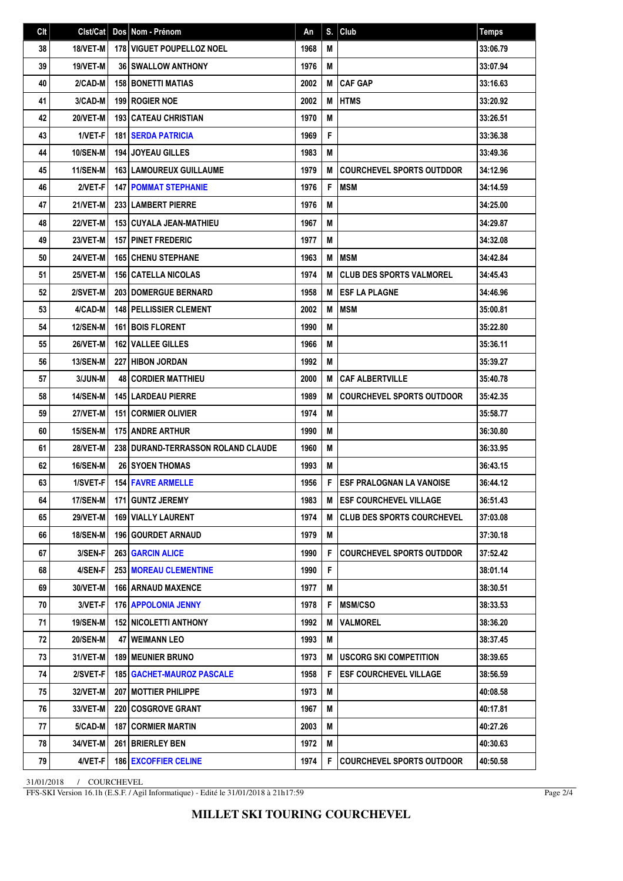| Clt | Clst/Cat | Dos | Nom - Prénom | An | S. | Club | Temps |
|---|---|---|---|---|---|---|---|
| 38 | 18/VET-M | 178 | VIGUET POUPELLOZ NOEL | 1968 | M | | 33:06.79 |
| 39 | 19/VET-M | 36 | SWALLOW ANTHONY | 1976 | M | | 33:07.94 |
| 40 | 2/CAD-M | 158 | BONETTI MATIAS | 2002 | M | CAF GAP | 33:16.63 |
| 41 | 3/CAD-M | 199 | ROGIER NOE | 2002 | M | HTMS | 33:20.92 |
| 42 | 20/VET-M | 193 | CATEAU CHRISTIAN | 1970 | M | | 33:26.51 |
| 43 | 1/VET-F | 181 | SERDA PATRICIA | 1969 | F | | 33:36.38 |
| 44 | 10/SEN-M | 194 | JOYEAU GILLES | 1983 | M | | 33:49.36 |
| 45 | 11/SEN-M | 163 | LAMOUREUX GUILLAUME | 1979 | M | COURCHEVEL SPORTS OUTDDOR | 34:12.96 |
| 46 | 2/VET-F | 147 | POMMAT STEPHANIE | 1976 | F | MSM | 34:14.59 |
| 47 | 21/VET-M | 233 | LAMBERT PIERRE | 1976 | M | | 34:25.00 |
| 48 | 22/VET-M | 153 | CUYALA JEAN-MATHIEU | 1967 | M | | 34:29.87 |
| 49 | 23/VET-M | 157 | PINET FREDERIC | 1977 | M | | 34:32.08 |
| 50 | 24/VET-M | 165 | CHENU STEPHANE | 1963 | M | MSM | 34:42.84 |
| 51 | 25/VET-M | 156 | CATELLA NICOLAS | 1974 | M | CLUB DES SPORTS VALMOREL | 34:45.43 |
| 52 | 2/SVET-M | 203 | DOMERGUE BERNARD | 1958 | M | ESF LA PLAGNE | 34:46.96 |
| 53 | 4/CAD-M | 148 | PELLISSIER CLEMENT | 2002 | M | MSM | 35:00.81 |
| 54 | 12/SEN-M | 161 | BOIS FLORENT | 1990 | M | | 35:22.80 |
| 55 | 26/VET-M | 162 | VALLEE GILLES | 1966 | M | | 35:36.11 |
| 56 | 13/SEN-M | 227 | HIBON JORDAN | 1992 | M | | 35:39.27 |
| 57 | 3/JUN-M | 48 | CORDIER MATTHIEU | 2000 | M | CAF ALBERTVILLE | 35:40.78 |
| 58 | 14/SEN-M | 145 | LARDEAU PIERRE | 1989 | M | COURCHEVEL SPORTS OUTDOOR | 35:42.35 |
| 59 | 27/VET-M | 151 | CORMIER OLIVIER | 1974 | M | | 35:58.77 |
| 60 | 15/SEN-M | 175 | ANDRE ARTHUR | 1990 | M | | 36:30.80 |
| 61 | 28/VET-M | 238 | DURAND-TERRASSON ROLAND CLAUDE | 1960 | M | | 36:33.95 |
| 62 | 16/SEN-M | 26 | SYOEN THOMAS | 1993 | M | | 36:43.15 |
| 63 | 1/SVET-F | 154 | FAVRE ARMELLE | 1956 | F | ESF PRALOGNAN LA VANOISE | 36:44.12 |
| 64 | 17/SEN-M | 171 | GUNTZ JEREMY | 1983 | M | ESF COURCHEVEL VILLAGE | 36:51.43 |
| 65 | 29/VET-M | 169 | VIALLY LAURENT | 1974 | M | CLUB DES SPORTS COURCHEVEL | 37:03.08 |
| 66 | 18/SEN-M | 196 | GOURDET ARNAUD | 1979 | M | | 37:30.18 |
| 67 | 3/SEN-F | 263 | GARCIN ALICE | 1990 | F | COURCHEVEL SPORTS OUTDDOR | 37:52.42 |
| 68 | 4/SEN-F | 253 | MOREAU CLEMENTINE | 1990 | F | | 38:01.14 |
| 69 | 30/VET-M | 166 | ARNAUD MAXENCE | 1977 | M | | 38:30.51 |
| 70 | 3/VET-F | 176 | APPOLONIA JENNY | 1978 | F | MSM/CSO | 38:33.53 |
| 71 | 19/SEN-M | 152 | NICOLETTI ANTHONY | 1992 | M | VALMOREL | 38:36.20 |
| 72 | 20/SEN-M | 47 | WEIMANN LEO | 1993 | M | | 38:37.45 |
| 73 | 31/VET-M | 189 | MEUNIER BRUNO | 1973 | M | USCORG SKI COMPETITION | 38:39.65 |
| 74 | 2/SVET-F | 185 | GACHET-MAUROZ PASCALE | 1958 | F | ESF COURCHEVEL VILLAGE | 38:56.59 |
| 75 | 32/VET-M | 207 | MOTTIER PHILIPPE | 1973 | M | | 40:08.58 |
| 76 | 33/VET-M | 220 | COSGROVE GRANT | 1967 | M | | 40:17.81 |
| 77 | 5/CAD-M | 187 | CORMIER MARTIN | 2003 | M | | 40:27.26 |
| 78 | 34/VET-M | 261 | BRIERLEY BEN | 1972 | M | | 40:30.63 |
| 79 | 4/VET-F | 186 | EXCOFFIER CELINE | 1974 | F | COURCHEVEL SPORTS OUTDOOR | 40:50.58 |

31/01/2018 / COURCHEVEL

FFS-SKI Version 16.1h (E.S.F. / Agil Informatique) - Edité le 31/01/2018 à 21h17:59

**MILLET SKI TOURING COURCHEVEL**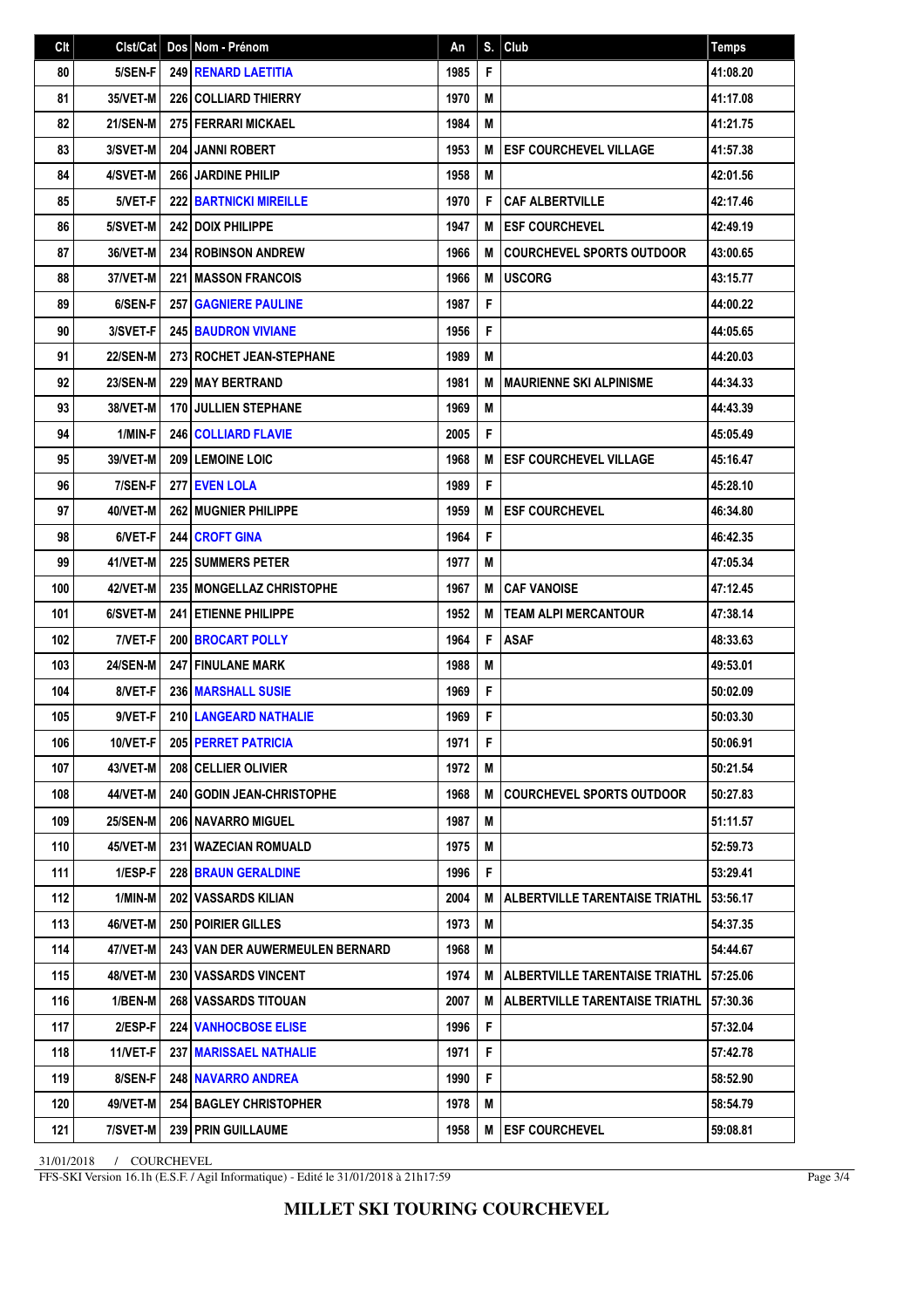| Clt | Clst/Cat | Dos | Nom - Prénom | An | S. | Club | Temps |
|---|---|---|---|---|---|---|---|
| 80 | 5/SEN-F | 249 | RENARD LAETITIA | 1985 | F | | 41:08.20 |
| 81 | 35/VET-M | 226 | COLLIARD THIERRY | 1970 | M | | 41:17.08 |
| 82 | 21/SEN-M | 275 | FERRARI MICKAEL | 1984 | M | | 41:21.75 |
| 83 | 3/SVET-M | 204 | JANNI ROBERT | 1953 | M | ESF COURCHEVEL VILLAGE | 41:57.38 |
| 84 | 4/SVET-M | 266 | JARDINE PHILIP | 1958 | M | | 42:01.56 |
| 85 | 5/VET-F | 222 | BARTNICKI MIREILLE | 1970 | F | CAF ALBERTVILLE | 42:17.46 |
| 86 | 5/SVET-M | 242 | DOIX PHILIPPE | 1947 | M | ESF COURCHEVEL | 42:49.19 |
| 87 | 36/VET-M | 234 | ROBINSON ANDREW | 1966 | M | COURCHEVEL SPORTS OUTDOOR | 43:00.65 |
| 88 | 37/VET-M | 221 | MASSON FRANCOIS | 1966 | M | USCORG | 43:15.77 |
| 89 | 6/SEN-F | 257 | GAGNIERE PAULINE | 1987 | F | | 44:00.22 |
| 90 | 3/SVET-F | 245 | BAUDRON VIVIANE | 1956 | F | | 44:05.65 |
| 91 | 22/SEN-M | 273 | ROCHET JEAN-STEPHANE | 1989 | M | | 44:20.03 |
| 92 | 23/SEN-M | 229 | MAY BERTRAND | 1981 | M | MAURIENNE SKI ALPINISME | 44:34.33 |
| 93 | 38/VET-M | 170 | JULLIEN STEPHANE | 1969 | M | | 44:43.39 |
| 94 | 1/MIN-F | 246 | COLLIARD FLAVIE | 2005 | F | | 45:05.49 |
| 95 | 39/VET-M | 209 | LEMOINE LOIC | 1968 | M | ESF COURCHEVEL VILLAGE | 45:16.47 |
| 96 | 7/SEN-F | 277 | EVEN LOLA | 1989 | F | | 45:28.10 |
| 97 | 40/VET-M | 262 | MUGNIER PHILIPPE | 1959 | M | ESF COURCHEVEL | 46:34.80 |
| 98 | 6/VET-F | 244 | CROFT GINA | 1964 | F | | 46:42.35 |
| 99 | 41/VET-M | 225 | SUMMERS PETER | 1977 | M | | 47:05.34 |
| 100 | 42/VET-M | 235 | MONGELLAZ CHRISTOPHE | 1967 | M | CAF VANOISE | 47:12.45 |
| 101 | 6/SVET-M | 241 | ETIENNE PHILIPPE | 1952 | M | TEAM ALPI MERCANTOUR | 47:38.14 |
| 102 | 7/VET-F | 200 | BROCART POLLY | 1964 | F | ASAF | 48:33.63 |
| 103 | 24/SEN-M | 247 | FINULANE MARK | 1988 | M | | 49:53.01 |
| 104 | 8/VET-F | 236 | MARSHALL SUSIE | 1969 | F | | 50:02.09 |
| 105 | 9/VET-F | 210 | LANGEARD NATHALIE | 1969 | F | | 50:03.30 |
| 106 | 10/VET-F | 205 | PERRET PATRICIA | 1971 | F | | 50:06.91 |
| 107 | 43/VET-M | 208 | CELLIER OLIVIER | 1972 | M | | 50:21.54 |
| 108 | 44/VET-M | 240 | GODIN JEAN-CHRISTOPHE | 1968 | M | COURCHEVEL SPORTS OUTDOOR | 50:27.83 |
| 109 | 25/SEN-M | 206 | NAVARRO MIGUEL | 1987 | M | | 51:11.57 |
| 110 | 45/VET-M | 231 | WAZECIAN ROMUALD | 1975 | M | | 52:59.73 |
| 111 | 1/ESP-F | 228 | BRAUN GERALDINE | 1996 | F | | 53:29.41 |
| 112 | 1/MIN-M | 202 | VASSARDS KILIAN | 2004 | M | ALBERTVILLE TARENTAISE TRIATHL | 53:56.17 |
| 113 | 46/VET-M | 250 | POIRIER GILLES | 1973 | M | | 54:37.35 |
| 114 | 47/VET-M | 243 | VAN DER AUWERMEULEN BERNARD | 1968 | M | | 54:44.67 |
| 115 | 48/VET-M | 230 | VASSARDS VINCENT | 1974 | M | ALBERTVILLE TARENTAISE TRIATHL | 57:25.06 |
| 116 | 1/BEN-M | 268 | VASSARDS TITOUAN | 2007 | M | ALBERTVILLE TARENTAISE TRIATHL | 57:30.36 |
| 117 | 2/ESP-F | 224 | VANHOCBOSE ELISE | 1996 | F | | 57:32.04 |
| 118 | 11/VET-F | 237 | MARISSAEL NATHALIE | 1971 | F | | 57:42.78 |
| 119 | 8/SEN-F | 248 | NAVARRO ANDREA | 1990 | F | | 58:52.90 |
| 120 | 49/VET-M | 254 | BAGLEY CHRISTOPHER | 1978 | M | | 58:54.79 |
| 121 | 7/SVET-M | 239 | PRIN GUILLAUME | 1958 | M | ESF COURCHEVEL | 59:08.81 |

31/01/2018 / COURCHEVEL

FFS-SKI Version 16.1h (E.S.F. / Agil Informatique) - Edité le 31/01/2018 à 21h17:59

**MILLET SKI TOURING COURCHEVEL**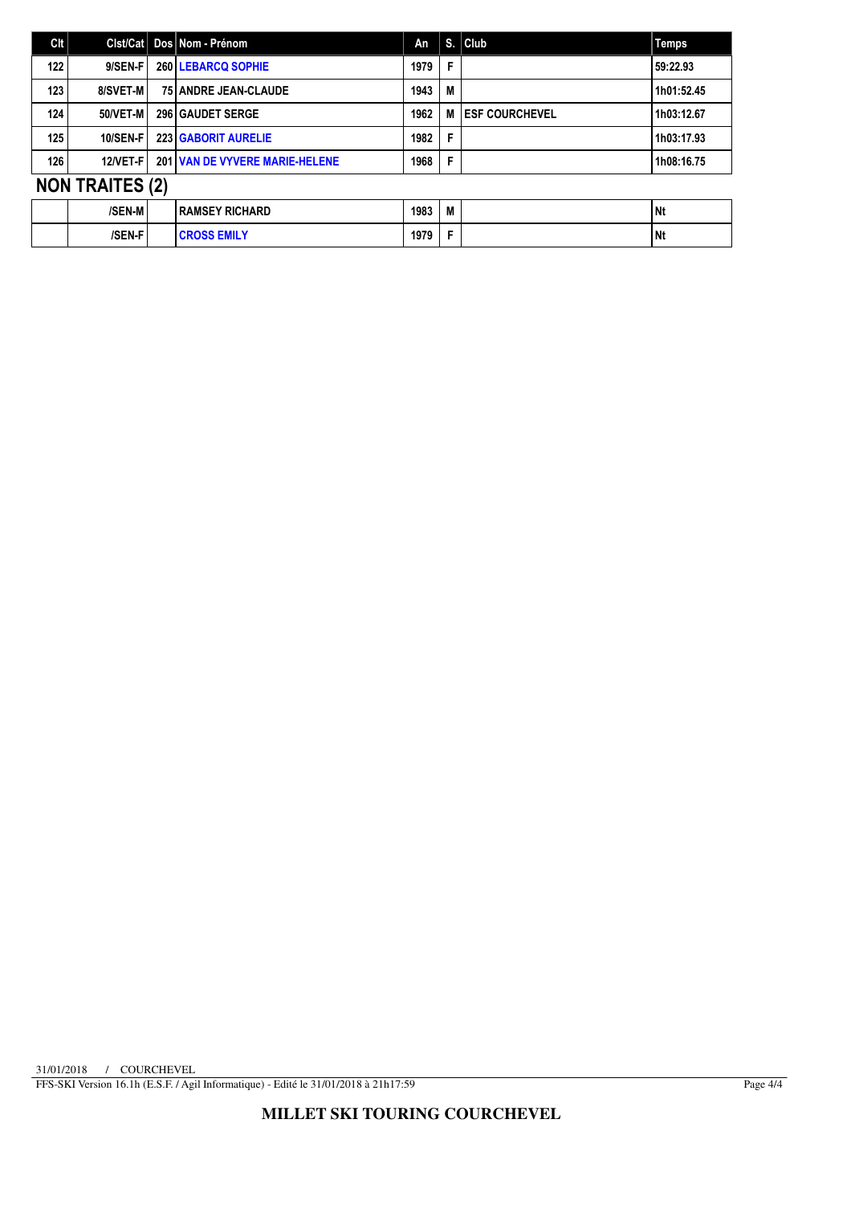| Clt | Clst/Cat | Dos | Nom - Prénom | An | S. | Club | Temps |
|---|---|---|---|---|---|---|---|
| 122 | 9/SEN-F | 260 | LEBARCQ SOPHIE | 1979 | F | | 59:22.93 |
| 123 | 8/SVET-M | 75 | ANDRE JEAN-CLAUDE | 1943 | M | | 1h01:52.45 |
| 124 | 50/VET-M | 296 | GAUDET SERGE | 1962 | M | ESF COURCHEVEL | 1h03:12.67 |
| 125 | 10/SEN-F | 223 | GABORIT AURELIE | 1982 | F | | 1h03:17.93 |
| 126 | 12/VET-F | 201 | VAN DE VYVERE MARIE-HELENE | 1968 | F | | 1h08:16.75 |

## NON TRAITES (2)

| | | | | | | | |
|---|---|---|---|---|---|---|---|
| | /SEN-M | | RAMSEY RICHARD | 1983 | M | | Nt |
| | /SEN-F | | CROSS EMILY | 1979 | F | | Nt |

31/01/2018 / COURCHEVEL

FFS-SKI Version 16.1h (E.S.F. / Agil Informatique) - Edité le 31/01/2018 à 21h17:59

**MILLET SKI TOURING COURCHEVEL**